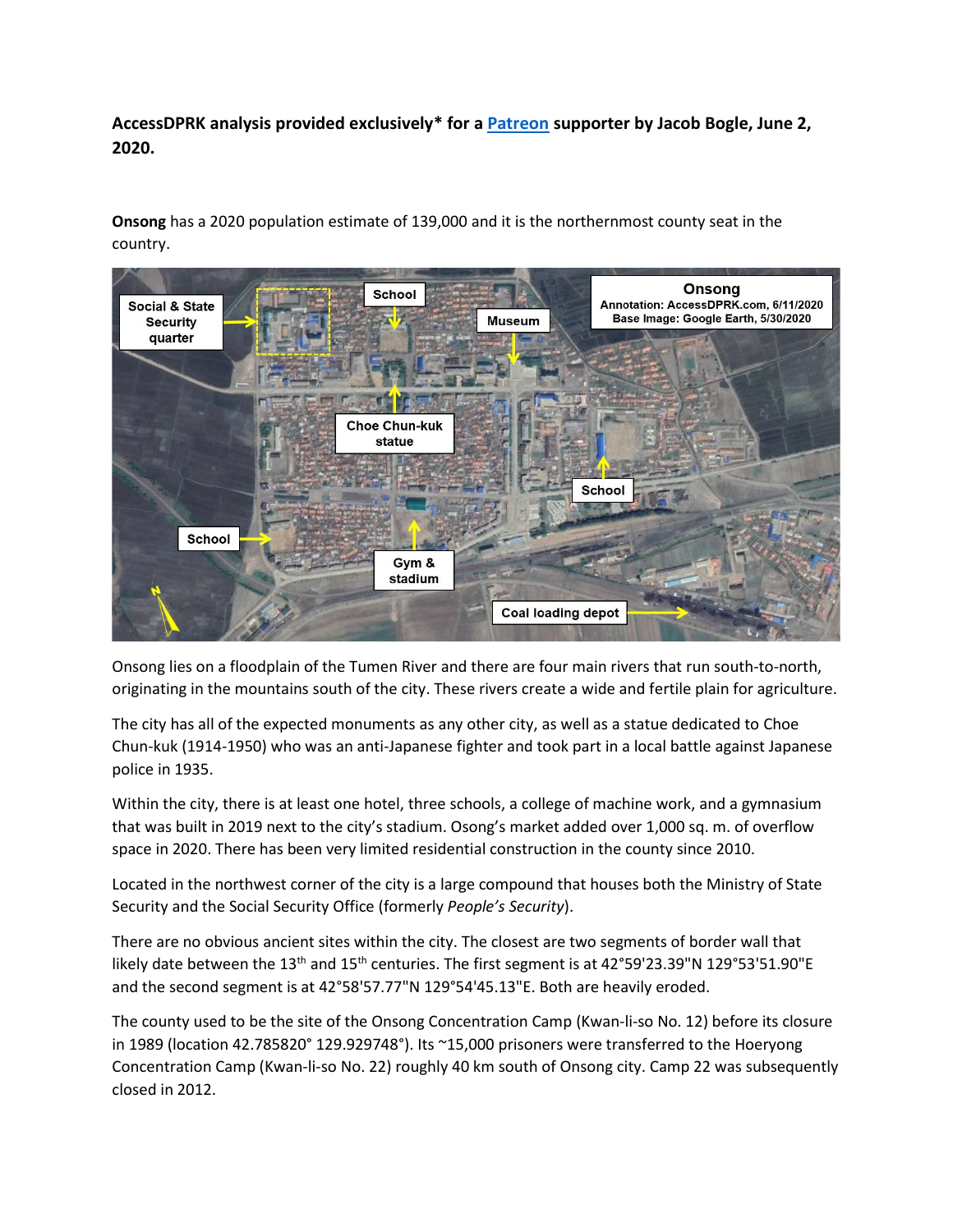**AccessDPRK analysis provided exclusively* for a Patreon supporter by Jacob Bogle, June 2, 2020.**

**Onsong** has a 2020 population estimate of 139,000 and it is the northernmost county seat in the country.

Onsong lies on a floodplain of the Tumen River and there are four main rivers that run south-to-north, originating in the mountains south of the city. These rivers create a wide and fertile plain for agriculture.

The city has all of the expected monuments as any other city, as well as a statue dedicated to Choe Chun-kuk (1914-1950) who was an anti-Japanese fighter and took part in a local battle against Japanese police in 1935.

Within the city, there is at least one hotel, three schools, a college of machine work, and a gymnasium that was built in 2019 next to the city's stadium. Osong's market added over 1,000 sq. m. of overflow space in 2020. There has been very limited residential construction in the county since 2010.

Located in the northwest corner of the city is a large compound that houses both the Ministry of State Security and the Social Security Office (formerly *People's Security*).

There are no obvious ancient sites within the city. The closest are two segments of border wall that likely date between the 13th and 15th centuries. The first segment is at 42°59'23.39"N 129°53'51.90"E and the second segment is at 42°58'57.77"N 129°54'45.13"E. Both are heavily eroded.

The county used to be the site of the Onsong Concentration Camp (Kwan-li-so No. 12) before its closure in 1989 (location 42.785820° 129.929748°). Its ~15,000 prisoners were transferred to the Hoeryong Concentration Camp (Kwan-li-so No. 22) roughly 40 km south of Onsong city. Camp 22 was subsequently closed in 2012.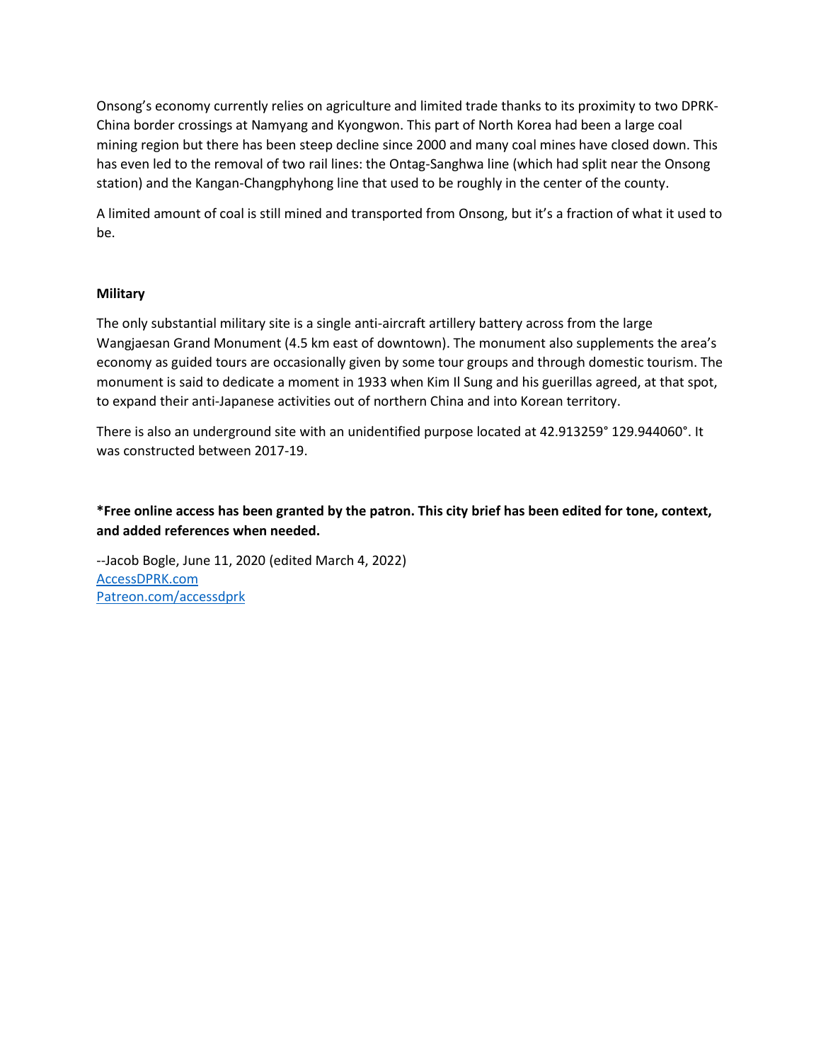Onsong's economy currently relies on agriculture and limited trade thanks to its proximity to two DPRK-China border crossings at Namyang and Kyongwon. This part of North Korea had been a large coal mining region but there has been steep decline since 2000 and many coal mines have closed down. This has even led to the removal of two rail lines: the Ontag-Sanghwa line (which had split near the Onsong station) and the Kangan-Changphyhong line that used to be roughly in the center of the county.

A limited amount of coal is still mined and transported from Onsong, but it's a fraction of what it used to be.

**Military**

The only substantial military site is a single anti-aircraft artillery battery across from the large Wangjaesan Grand Monument (4.5 km east of downtown). The monument also supplements the area's economy as guided tours are occasionally given by some tour groups and through domestic tourism. The monument is said to dedicate a moment in 1933 when Kim Il Sung and his guerillas agreed, at that spot, to expand their anti-Japanese activities out of northern China and into Korean territory.

There is also an underground site with an unidentified purpose located at 42.913259° 129.944060°. It was constructed between 2017-19.

***Free online access has been granted by the patron. This city brief has been edited for tone, context, and added references when needed.**

--Jacob Bogle, June 11, 2020 (edited March 4, 2022)
AccessDPRK.com
Patreon.com/accessdprk